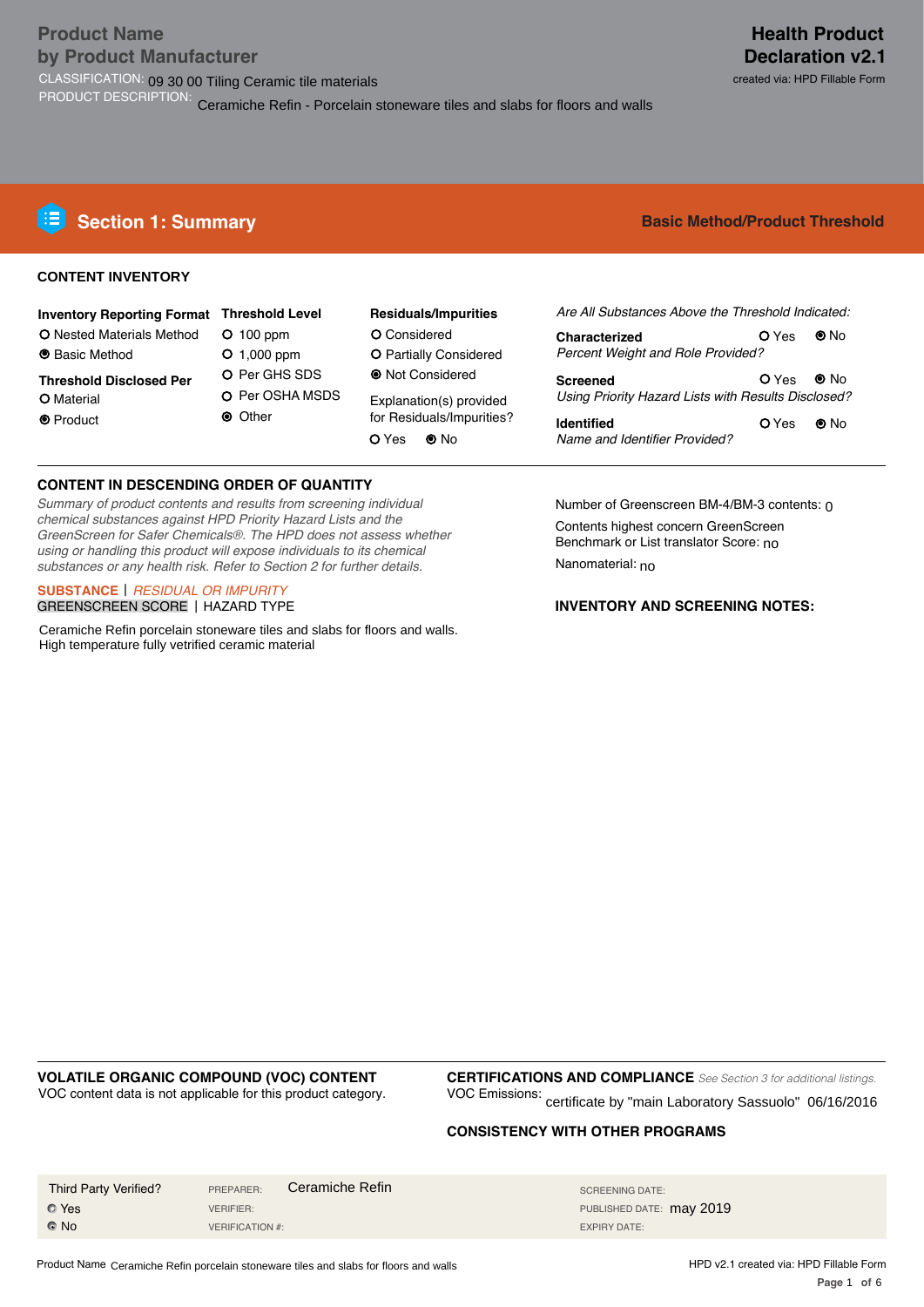**Product Name**
**by Product Manufacturer**

CLASSIFICATION: 09 30 00 Tiling Ceramic tile materials

PRODUCT DESCRIPTION: Ceramiche Refin - Porcelain stoneware tiles and slabs for floors and walls

**Health Product Declaration v2.1**

created via: HPD Fillable Form

## Section 1: Summary

**Basic Method/Product Threshold**

### CONTENT INVENTORY

**Inventory Reporting Format**
- ○ Nested Materials Method
- ◉ Basic Method

**Threshold Disclosed Per**
- ○ Material
- ◉ Product

**Threshold Level**
- ○ 100 ppm
- ○ 1,000 ppm
- ○ Per GHS SDS
- ○ Per OSHA MSDS
- ◉ Other

**Residuals/Impurities**
- ○ Considered
- ○ Partially Considered
- ◉ Not Considered

Explanation(s) provided for Residuals/Impurities?
○ Yes ◉ No

*Are All Substances Above the Threshold Indicated:*

**Characterized** ○ Yes ◉ No
*Percent Weight and Role Provided?*

**Screened** ○ Yes ◉ No
*Using Priority Hazard Lists with Results Disclosed?*

**Identified** ○ Yes ◉ No
*Name and Identifier Provided?*

### CONTENT IN DESCENDING ORDER OF QUANTITY

*Summary of product contents and results from screening individual chemical substances against HPD Priority Hazard Lists and the GreenScreen for Safer Chemicals®. The HPD does not assess whether using or handling this product will expose individuals to its chemical substances or any health risk. Refer to Section 2 for further details.*

**SUBSTANCE** | *RESIDUAL OR IMPURITY*
GREENSCREEN SCORE | HAZARD TYPE

Ceramiche Refin porcelain stoneware tiles and slabs for floors and walls.
High temperature fully vetrified ceramic material

Number of Greenscreen BM-4/BM-3 contents: 0

Contents highest concern GreenScreen Benchmark or List translator Score: no

Nanomaterial: no

**INVENTORY AND SCREENING NOTES:**

### VOLATILE ORGANIC COMPOUND (VOC) CONTENT

VOC content data is not applicable for this product category.

### CERTIFICATIONS AND COMPLIANCE

*See Section 3 for additional listings.*

VOC Emissions: certificate by "main Laboratory Sassuolo" 06/16/2016

### CONSISTENCY WITH OTHER PROGRAMS

Third Party Verified?
- ○ Yes
- ◉ No

PREPARER: Ceramiche Refin
VERIFIER:
VERIFICATION #:

SCREENING DATE:
PUBLISHED DATE: may 2019
EXPIRY DATE: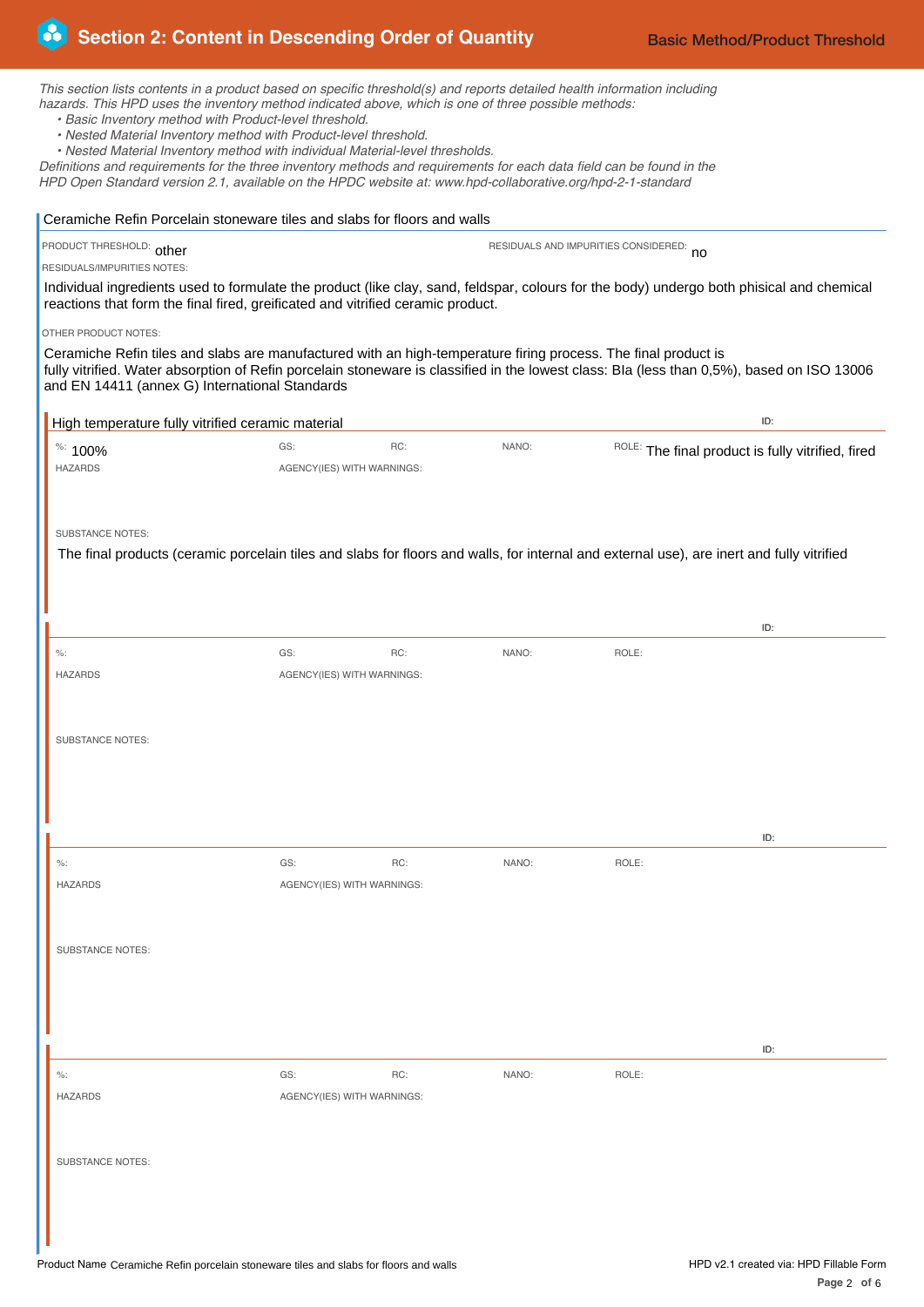# Section 2: Content in Descending Order of Quantity

**Basic Method/Product Threshold**

*This section lists contents in a product based on specific threshold(s) and reports detailed health information including hazards. This HPD uses the inventory method indicated above, which is one of three possible methods:*

- *Basic Inventory method with Product-level threshold.*
- *Nested Material Inventory method with Product-level threshold.*
- *Nested Material Inventory method with individual Material-level thresholds.*

*Definitions and requirements for the three inventory methods and requirements for each data field can be found in the HPD Open Standard version 2.1, available on the HPDC website at: www.hpd-collaborative.org/hpd-2-1-standard*

## Ceramiche Refin Porcelain stoneware tiles and slabs for floors and walls

PRODUCT THRESHOLD: other

RESIDUALS AND IMPURITIES CONSIDERED: no

RESIDUALS/IMPURITIES NOTES:

Individual ingredients used to formulate the product (like clay, sand, feldspar, colours for the body) undergo both phisical and chemical reactions that form the final fired, greificated and vitrified ceramic product.

OTHER PRODUCT NOTES:

Ceramiche Refin tiles and slabs are manufactured with an high-temperature firing process. The final product is fully vitrified. Water absorption of Refin porcelain stoneware is classified in the lowest class: BIa (less than 0,5%), based on ISO 13006 and EN 14411 (annex G) International Standards

### High temperature fully vitrified ceramic material

ID:

%: 100%

GS:

RC:

NANO:

ROLE: The final product is fully vitrified, fired

HAZARDS

AGENCY(IES) WITH WARNINGS:

SUBSTANCE NOTES:

The final products (ceramic porcelain tiles and slabs for floors and walls, for internal and external use), are inert and fully vitrified

---

ID:

%:

GS:

RC:

NANO:

ROLE:

HAZARDS

AGENCY(IES) WITH WARNINGS:

SUBSTANCE NOTES:

---

ID:

%:

GS:

RC:

NANO:

ROLE:

HAZARDS

AGENCY(IES) WITH WARNINGS:

SUBSTANCE NOTES:

---

ID:

%:

GS:

RC:

NANO:

ROLE:

HAZARDS

AGENCY(IES) WITH WARNINGS:

SUBSTANCE NOTES:

Product Name Ceramiche Refin porcelain stoneware tiles and slabs for floors and walls

HPD v2.1 created via: HPD Fillable Form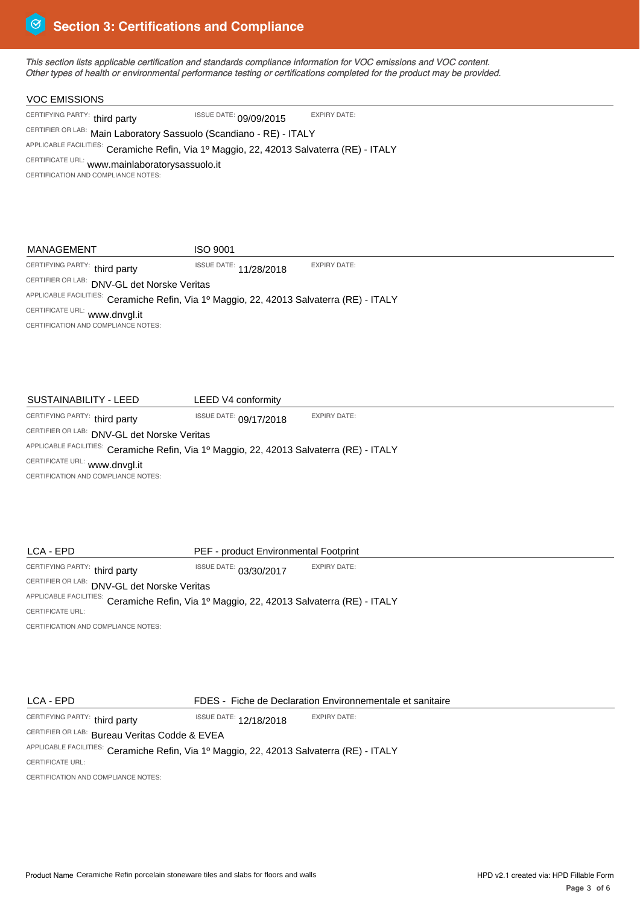# Section 3: Certifications and Compliance

*This section lists applicable certification and standards compliance information for VOC emissions and VOC content. Other types of health or environmental performance testing or certifications completed for the product may be provided.*

## VOC EMISSIONS

CERTIFYING PARTY: third party  
ISSUE DATE: 09/09/2015  
EXPIRY DATE:  
CERTIFIER OR LAB: Main Laboratory Sassuolo (Scandiano - RE) - ITALY  
APPLICABLE FACILITIES: Ceramiche Refin, Via 1º Maggio, 22, 42013 Salvaterra (RE) - ITALY  
CERTIFICATE URL: www.mainlaboratorysassuolo.it  
CERTIFICATION AND COMPLIANCE NOTES:

## MANAGEMENT — ISO 9001

CERTIFYING PARTY: third party  
ISSUE DATE: 11/28/2018  
EXPIRY DATE:  
CERTIFIER OR LAB: DNV-GL det Norske Veritas  
APPLICABLE FACILITIES: Ceramiche Refin, Via 1º Maggio, 22, 42013 Salvaterra (RE) - ITALY  
CERTIFICATE URL: www.dnvgl.it  
CERTIFICATION AND COMPLIANCE NOTES:

## SUSTAINABILITY - LEED — LEED V4 conformity

CERTIFYING PARTY: third party  
ISSUE DATE: 09/17/2018  
EXPIRY DATE:  
CERTIFIER OR LAB: DNV-GL det Norske Veritas  
APPLICABLE FACILITIES: Ceramiche Refin, Via 1º Maggio, 22, 42013 Salvaterra (RE) - ITALY  
CERTIFICATE URL: www.dnvgl.it  
CERTIFICATION AND COMPLIANCE NOTES:

## LCA - EPD — PEF - product Environmental Footprint

CERTIFYING PARTY: third party  
ISSUE DATE: 03/30/2017  
EXPIRY DATE:  
CERTIFIER OR LAB: DNV-GL det Norske Veritas  
APPLICABLE FACILITIES: Ceramiche Refin, Via 1º Maggio, 22, 42013 Salvaterra (RE) - ITALY  
CERTIFICATE URL:  
CERTIFICATION AND COMPLIANCE NOTES:

## LCA - EPD — FDES - Fiche de Declaration Environnementale et sanitaire

CERTIFYING PARTY: third party  
ISSUE DATE: 12/18/2018  
EXPIRY DATE:  
CERTIFIER OR LAB: Bureau Veritas Codde & EVEA  
APPLICABLE FACILITIES: Ceramiche Refin, Via 1º Maggio, 22, 42013 Salvaterra (RE) - ITALY  
CERTIFICATE URL:  
CERTIFICATION AND COMPLIANCE NOTES: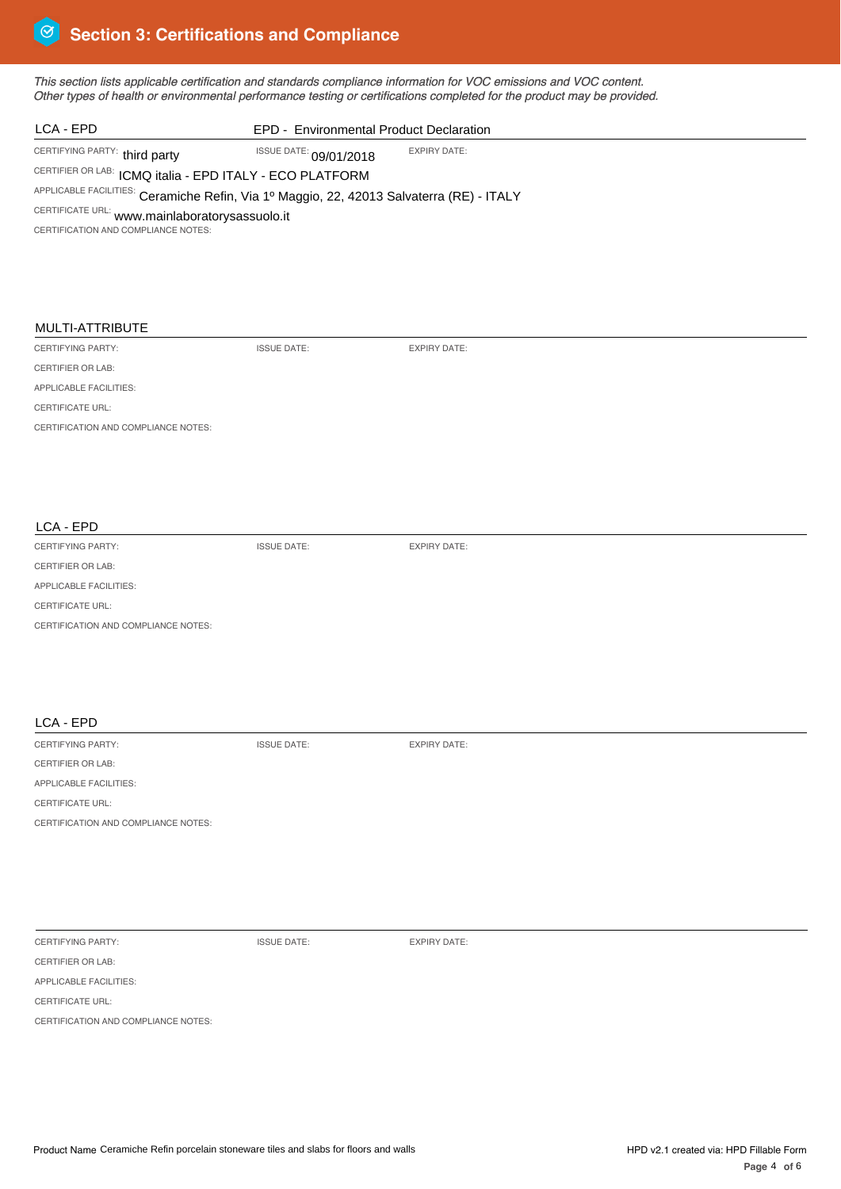# Section 3: Certifications and Compliance

*This section lists applicable certification and standards compliance information for VOC emissions and VOC content. Other types of health or environmental performance testing or certifications completed for the product may be provided.*

## LCA - EPD

EPD - Environmental Product Declaration

CERTIFYING PARTY: third party

ISSUE DATE: 09/01/2018

EXPIRY DATE:

CERTIFIER OR LAB: ICMQ italia - EPD ITALY - ECO PLATFORM

APPLICABLE FACILITIES: Ceramiche Refin, Via 1º Maggio, 22, 42013 Salvaterra (RE) - ITALY

CERTIFICATE URL: www.mainlaboratorysassuolo.it

CERTIFICATION AND COMPLIANCE NOTES:

## MULTI-ATTRIBUTE

CERTIFYING PARTY:

ISSUE DATE:

EXPIRY DATE:

CERTIFIER OR LAB:

APPLICABLE FACILITIES:

CERTIFICATE URL:

CERTIFICATION AND COMPLIANCE NOTES:

## LCA - EPD

CERTIFYING PARTY:

ISSUE DATE:

EXPIRY DATE:

CERTIFIER OR LAB:

APPLICABLE FACILITIES:

CERTIFICATE URL:

CERTIFICATION AND COMPLIANCE NOTES:

## LCA - EPD

CERTIFYING PARTY:

ISSUE DATE:

EXPIRY DATE:

CERTIFIER OR LAB:

APPLICABLE FACILITIES:

CERTIFICATE URL:

CERTIFICATION AND COMPLIANCE NOTES:

---

CERTIFYING PARTY:

ISSUE DATE:

EXPIRY DATE:

CERTIFIER OR LAB:

APPLICABLE FACILITIES:

CERTIFICATE URL:

CERTIFICATION AND COMPLIANCE NOTES:

Product Name Ceramiche Refin porcelain stoneware tiles and slabs for floors and walls

HPD v2.1 created via: HPD Fillable Form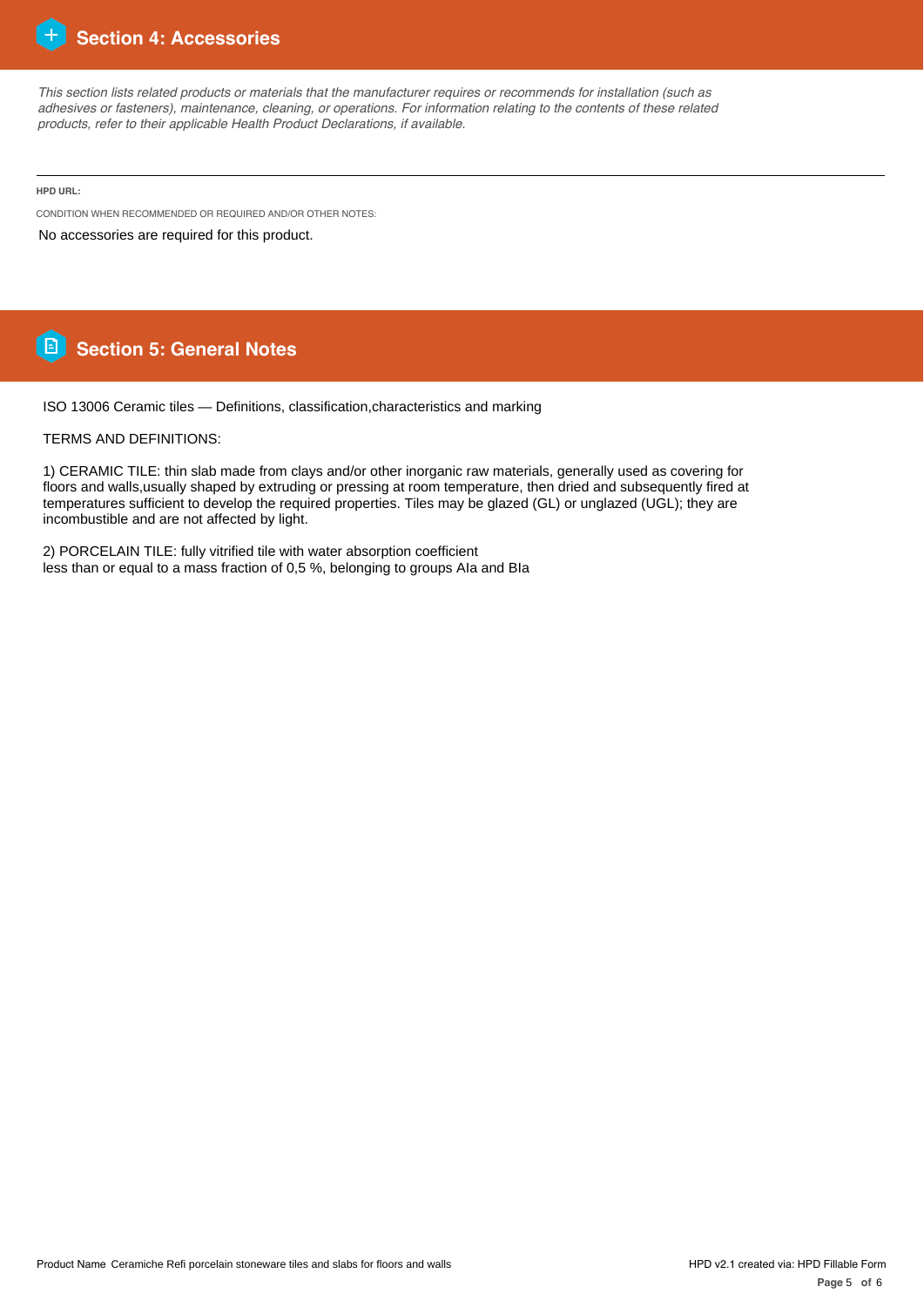## Section 4: Accessories

*This section lists related products or materials that the manufacturer requires or recommends for installation (such as adhesives or fasteners), maintenance, cleaning, or operations. For information relating to the contents of these related products, refer to their applicable Health Product Declarations, if available.*

---

**HPD URL:**

CONDITION WHEN RECOMMENDED OR REQUIRED AND/OR OTHER NOTES:

No accessories are required for this product.

## Section 5: General Notes

ISO 13006 Ceramic tiles — Definitions, classification,characteristics and marking

TERMS AND DEFINITIONS:

1) CERAMIC TILE: thin slab made from clays and/or other inorganic raw materials, generally used as covering for floors and walls,usually shaped by extruding or pressing at room temperature, then dried and subsequently fired at temperatures sufficient to develop the required properties. Tiles may be glazed (GL) or unglazed (UGL); they are incombustible and are not affected by light.

2) PORCELAIN TILE: fully vitrified tile with water absorption coefficient less than or equal to a mass fraction of 0,5 %, belonging to groups AIa and BIa

Product Name Ceramiche Refi porcelain stoneware tiles and slabs for floors and walls

HPD v2.1 created via: HPD Fillable Form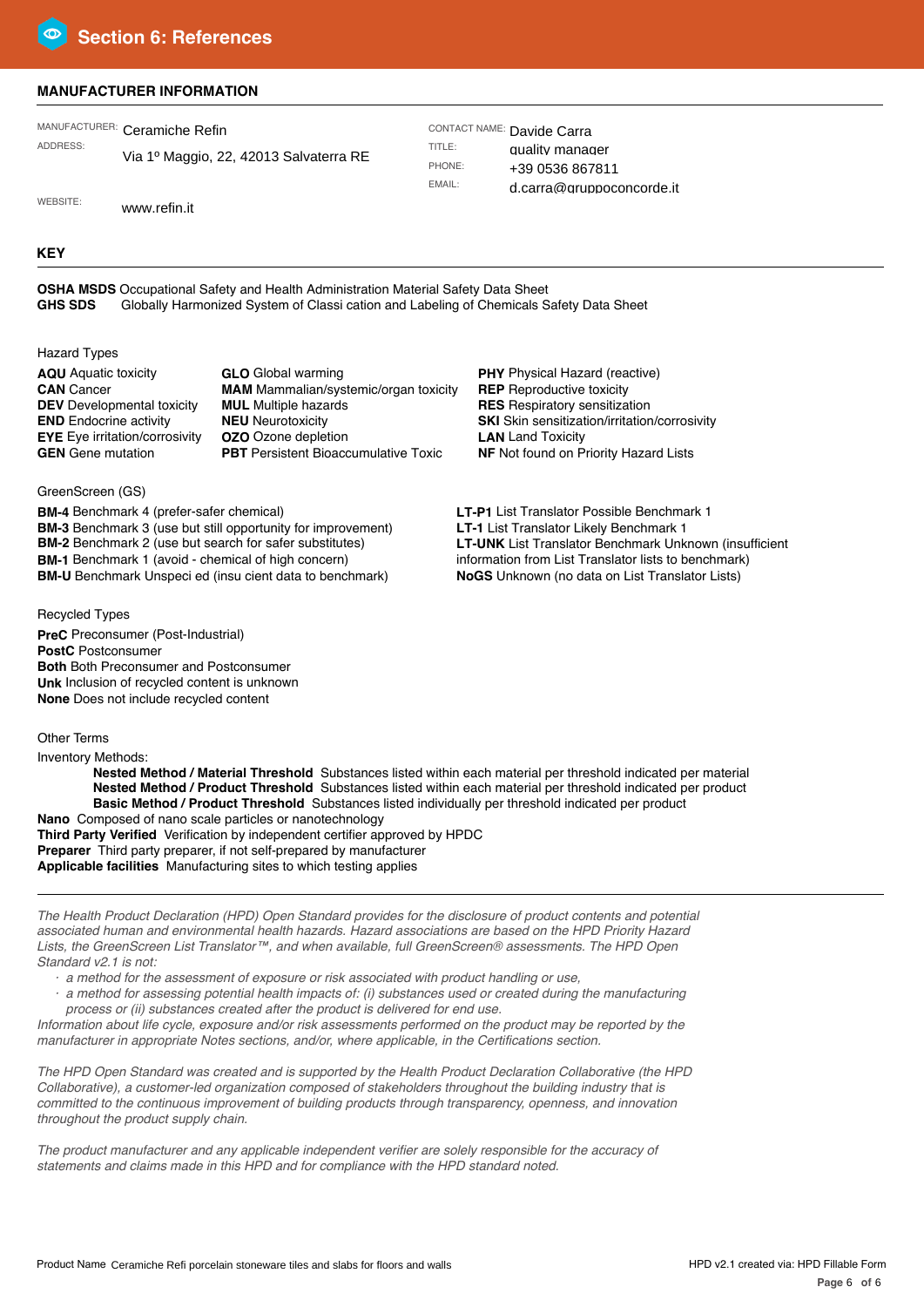# Section 6: References

## MANUFACTURER INFORMATION

MANUFACTURER: Ceramiche Refin

ADDRESS: Via 1º Maggio, 22, 42013 Salvaterra RE

WEBSITE: www.refin.it

CONTACT NAME: Davide Carra

TITLE: quality manager

PHONE: +39 0536 867811

EMAIL: d.carra@gruppoconcorde.it

## KEY

**OSHA MSDS** Occupational Safety and Health Administration Material Safety Data Sheet
**GHS SDS** Globally Harmonized System of Classi cation and Labeling of Chemicals Safety Data Sheet

Hazard Types

**AQU** Aquatic toxicity
**CAN** Cancer
**DEV** Developmental toxicity
**END** Endocrine activity
**EYE** Eye irritation/corrosivity
**GEN** Gene mutation
**GLO** Global warming
**MAM** Mammalian/systemic/organ toxicity
**MUL** Multiple hazards
**NEU** Neurotoxicity
**OZO** Ozone depletion
**PBT** Persistent Bioaccumulative Toxic
**PHY** Physical Hazard (reactive)
**REP** Reproductive toxicity
**RES** Respiratory sensitization
**SKI** Skin sensitization/irritation/corrosivity
**LAN** Land Toxicity
**NF** Not found on Priority Hazard Lists

GreenScreen (GS)

**BM-4** Benchmark 4 (prefer-safer chemical)
**BM-3** Benchmark 3 (use but still opportunity for improvement)
**BM-2** Benchmark 2 (use but search for safer substitutes)
**BM-1** Benchmark 1 (avoid - chemical of high concern)
**BM-U** Benchmark Unspeci ed (insu cient data to benchmark)
**LT-P1** List Translator Possible Benchmark 1
**LT-1** List Translator Likely Benchmark 1
**LT-UNK** List Translator Benchmark Unknown (insufficient information from List Translator lists to benchmark)
**NoGS** Unknown (no data on List Translator Lists)

Recycled Types

**PreC** Preconsumer (Post-Industrial)
**PostC** Postconsumer
**Both** Both Preconsumer and Postconsumer
**Unk** Inclusion of recycled content is unknown
**None** Does not include recycled content

Other Terms

Inventory Methods:

**Nested Method / Material Threshold** Substances listed within each material per threshold indicated per material
**Nested Method / Product Threshold** Substances listed within each material per threshold indicated per product
**Basic Method / Product Threshold** Substances listed individually per threshold indicated per product

**Nano** Composed of nano scale particles or nanotechnology
**Third Party Verified** Verification by independent certifier approved by HPDC
**Preparer** Third party preparer, if not self-prepared by manufacturer
**Applicable facilities** Manufacturing sites to which testing applies

---

*The Health Product Declaration (HPD) Open Standard provides for the disclosure of product contents and potential associated human and environmental health hazards. Hazard associations are based on the HPD Priority Hazard Lists, the GreenScreen List Translator™, and when available, full GreenScreen® assessments. The HPD Open Standard v2.1 is not:*

- *a method for the assessment of exposure or risk associated with product handling or use,*
- *a method for assessing potential health impacts of: (i) substances used or created during the manufacturing process or (ii) substances created after the product is delivered for end use.*

*Information about life cycle, exposure and/or risk assessments performed on the product may be reported by the manufacturer in appropriate Notes sections, and/or, where applicable, in the Certifications section.*

*The HPD Open Standard was created and is supported by the Health Product Declaration Collaborative (the HPD Collaborative), a customer-led organization composed of stakeholders throughout the building industry that is committed to the continuous improvement of building products through transparency, openness, and innovation throughout the product supply chain.*

*The product manufacturer and any applicable independent verifier are solely responsible for the accuracy of statements and claims made in this HPD and for compliance with the HPD standard noted.*